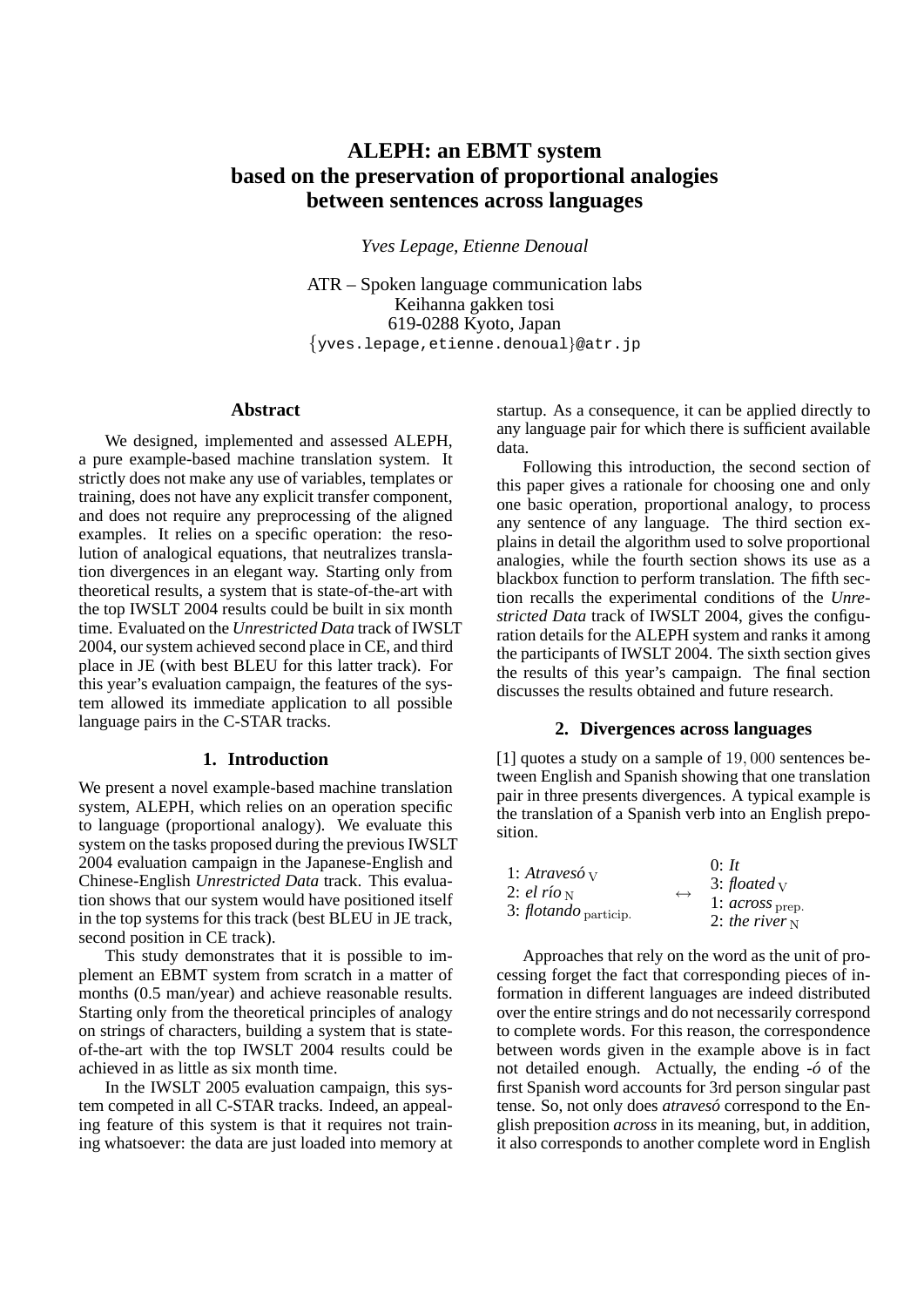# ALEPH: an EBMT system based on the preservation of proportional analogies between sentences across languages

*Yves Lepage, Etienne Denoual*

ATR – Spoken language communication labs
Keihanna gakken tosi
619-0288 Kyoto, Japan
{yves.lepage,etienne.denoual}@atr.jp

### Abstract

We designed, implemented and assessed ALEPH, a pure example-based machine translation system. It strictly does not make any use of variables, templates or training, does not have any explicit transfer component, and does not require any preprocessing of the aligned examples. It relies on a specific operation: the resolution of analogical equations, that neutralizes translation divergences in an elegant way. Starting only from theoretical results, a system that is state-of-the-art with the top IWSLT 2004 results could be built in six month time. Evaluated on the *Unrestricted Data* track of IWSLT 2004, our system achieved second place in CE, and third place in JE (with best BLEU for this latter track). For this year's evaluation campaign, the features of the system allowed its immediate application to all possible language pairs in the C-STAR tracks.

## 1. Introduction

We present a novel example-based machine translation system, ALEPH, which relies on an operation specific to language (proportional analogy). We evaluate this system on the tasks proposed during the previous IWSLT 2004 evaluation campaign in the Japanese-English and Chinese-English *Unrestricted Data* track. This evaluation shows that our system would have positioned itself in the top systems for this track (best BLEU in JE track, second position in CE track).

This study demonstrates that it is possible to implement an EBMT system from scratch in a matter of months (0.5 man/year) and achieve reasonable results. Starting only from the theoretical principles of analogy on strings of characters, building a system that is state-of-the-art with the top IWSLT 2004 results could be achieved in as little as six month time.

In the IWSLT 2005 evaluation campaign, this system competed in all C-STAR tracks. Indeed, an appealing feature of this system is that it requires not training whatsoever: the data are just loaded into memory at startup. As a consequence, it can be applied directly to any language pair for which there is sufficient available data.

Following this introduction, the second section of this paper gives a rationale for choosing one and only one basic operation, proportional analogy, to process any sentence of any language. The third section explains in detail the algorithm used to solve proportional analogies, while the fourth section shows its use as a blackbox function to perform translation. The fifth section recalls the experimental conditions of the *Unrestricted Data* track of IWSLT 2004, gives the configuration details for the ALEPH system and ranks it among the participants of IWSLT 2004. The sixth section gives the results of this year's campaign. The final section discusses the results obtained and future research.

## 2. Divergences across languages

[1] quotes a study on a sample of $19,000$ sentences between English and Spanish showing that one translation pair in three presents divergences. A typical example is the translation of a Spanish verb into an English preposition.

| | | |
|---|---|---|
| 1: *Atravesó* $_{\text{V}}$<br>2: *el río* $_{\text{N}}$<br>3: *flotando* $_{\text{particip.}}$ | $\leftrightarrow$ | 0: *It*<br>3: *floated* $_{\text{V}}$<br>1: *across* $_{\text{prep.}}$<br>2: *the river* $_{\text{N}}$ |

Approaches that rely on the word as the unit of processing forget the fact that corresponding pieces of information in different languages are indeed distributed over the entire strings and do not necessarily correspond to complete words. For this reason, the correspondence between words given in the example above is in fact not detailed enough. Actually, the ending *-ó* of the first Spanish word accounts for 3rd person singular past tense. So, not only does *atravesó* correspond to the English preposition *across* in its meaning, but, in addition, it also corresponds to another complete word in English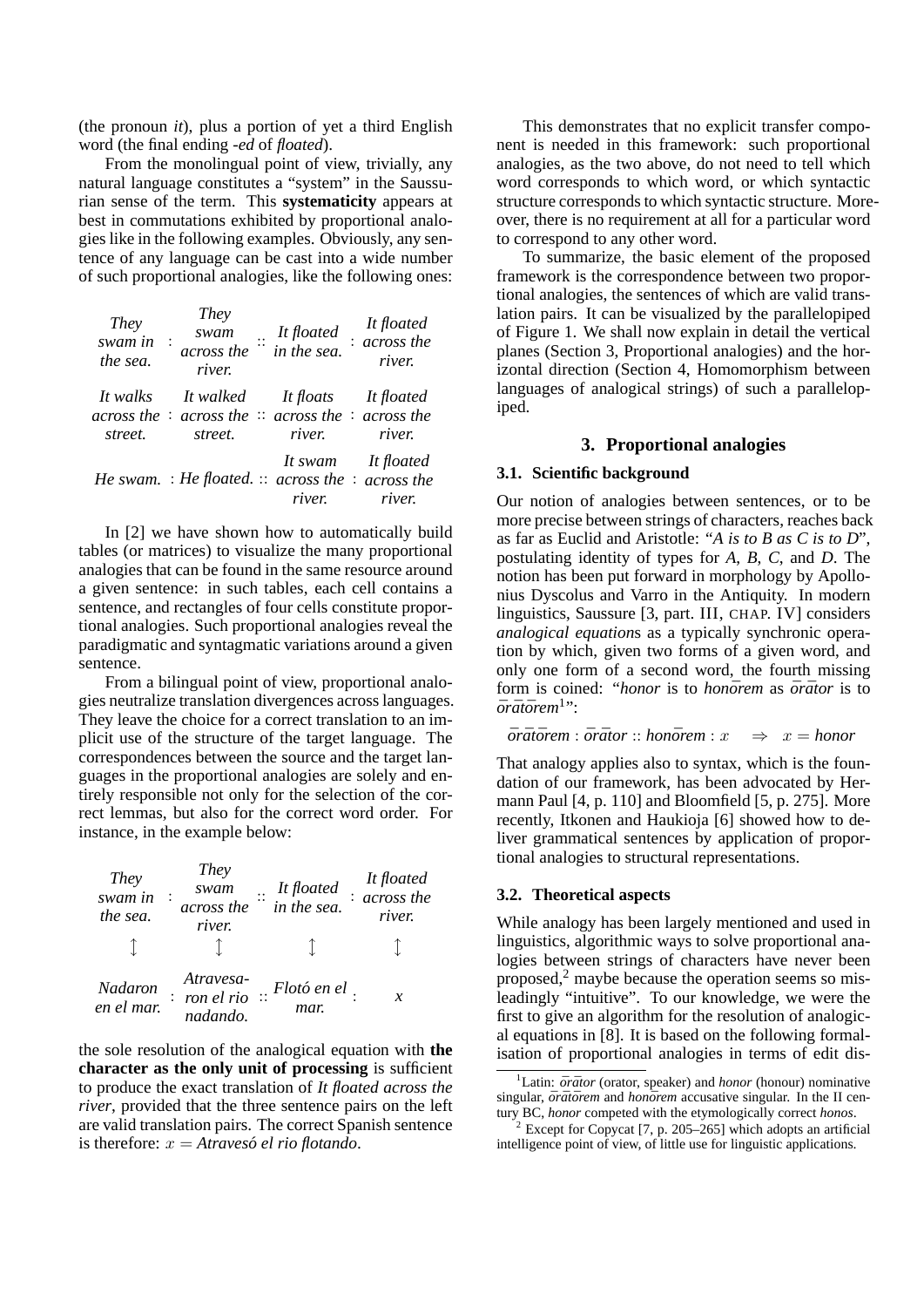(the pronoun *it*), plus a portion of yet a third English word (the final ending *-ed* of *floated*).

From the monolingual point of view, trivially, any natural language constitutes a "system" in the Saussurian sense of the term. This **systematicity** appears at best in commutations exhibited by proportional analogies like in the following examples. Obviously, any sentence of any language can be cast into a wide number of such proportional analogies, like the following ones:

| | | | | | | |
|---|---|---|---|---|---|---|
| *They swam in the sea.* | : | *They swam across the river.* | :: | *It floated in the sea.* | : | *It floated across the river.* |
| *It walks across the street.* | : | *It walked across the street.* | :: | *It floats across the river.* | : | *It floated across the river.* |
| *He swam.* | : | *He floated.* | :: | *It swam across the river.* | : | *It floated across the river.* |

In [2] we have shown how to automatically build tables (or matrices) to visualize the many proportional analogies that can be found in the same resource around a given sentence: in such tables, each cell contains a sentence, and rectangles of four cells constitute proportional analogies. Such proportional analogies reveal the paradigmatic and syntagmatic variations around a given sentence.

From a bilingual point of view, proportional analogies neutralize translation divergences across languages. They leave the choice for a correct translation to an implicit use of the structure of the target language. The correspondences between the source and the target languages in the proportional analogies are solely and entirely responsible not only for the selection of the correct lemmas, but also for the correct word order. For instance, in the example below:

| | | | | | | |
|---|---|---|---|---|---|---|
| *They swam in the sea.* | : | *They swam across the river.* | :: | *It floated in the sea.* | : | *It floated across the river.* |
| ↕ | | ↕ | | ↕ | | ↕ |
| *Nadaron en el mar.* | : | *Atravesaron el rio nadando.* | :: | *Flotó en el mar.* | : | $x$ |

the sole resolution of the analogical equation with **the character as the only unit of processing** is sufficient to produce the exact translation of *It floated across the river*, provided that the three sentence pairs on the left are valid translation pairs. The correct Spanish sentence is therefore: $x =$ *Atravesó el rio flotando*.

This demonstrates that no explicit transfer component is needed in this framework: such proportional analogies, as the two above, do not need to tell which word corresponds to which word, or which syntactic structure corresponds to which syntactic structure. Moreover, there is no requirement at all for a particular word to correspond to any other word.

To summarize, the basic element of the proposed framework is the correspondence between two proportional analogies, the sentences of which are valid translation pairs. It can be visualized by the parallelopiped of Figure 1. We shall now explain in detail the vertical planes (Section 3, Proportional analogies) and the horizontal direction (Section 4, Homomorphism between languages of analogical strings) of such a parallelopiped.

## 3. Proportional analogies

### 3.1. Scientific background

Our notion of analogies between sentences, or to be more precise between strings of characters, reaches back as far as Euclid and Aristotle: "*A is to B as C is to D*", postulating identity of types for *A*, *B*, *C*, and *D*. The notion has been put forward in morphology by Apollonius Dyscolus and Varro in the Antiquity. In modern linguistics, Saussure [3, part. III, CHAP. IV] considers *analogical equation*s as a typically synchronic operation by which, given two forms of a given word, and only one form of a second word, the fourth missing form is coined: "*honor* is to *honōrem* as *ōrātor* is to *ōrātōrem*[1]":

$$\bar{o}r\bar{a}t\bar{o}rem : \bar{o}r\bar{a}tor :: hon\bar{o}rem : x \quad \Rightarrow \quad x = honor$$

That analogy applies also to syntax, which is the foundation of our framework, has been advocated by Hermann Paul [4, p. 110] and Bloomfield [5, p. 275]. More recently, Itkonen and Haukioja [6] showed how to deliver grammatical sentences by application of proportional analogies to structural representations.

### 3.2. Theoretical aspects

While analogy has been largely mentioned and used in linguistics, algorithmic ways to solve proportional analogies between strings of characters have never been proposed,[2] maybe because the operation seems so misleadingly "intuitive". To our knowledge, we were the first to give an algorithm for the resolution of analogical equations in [8]. It is based on the following formalisation of proportional analogies in terms of edit dis-

[1] Latin: *ōrātor* (orator, speaker) and *honor* (honour) nominative singular, *ōrātōrem* and *honōrem* accusative singular. In the II century BC, *honor* competed with the etymologically correct *honos*.

[2] Except for Copycat [7, p. 205–265] which adopts an artificial intelligence point of view, of little use for linguistic applications.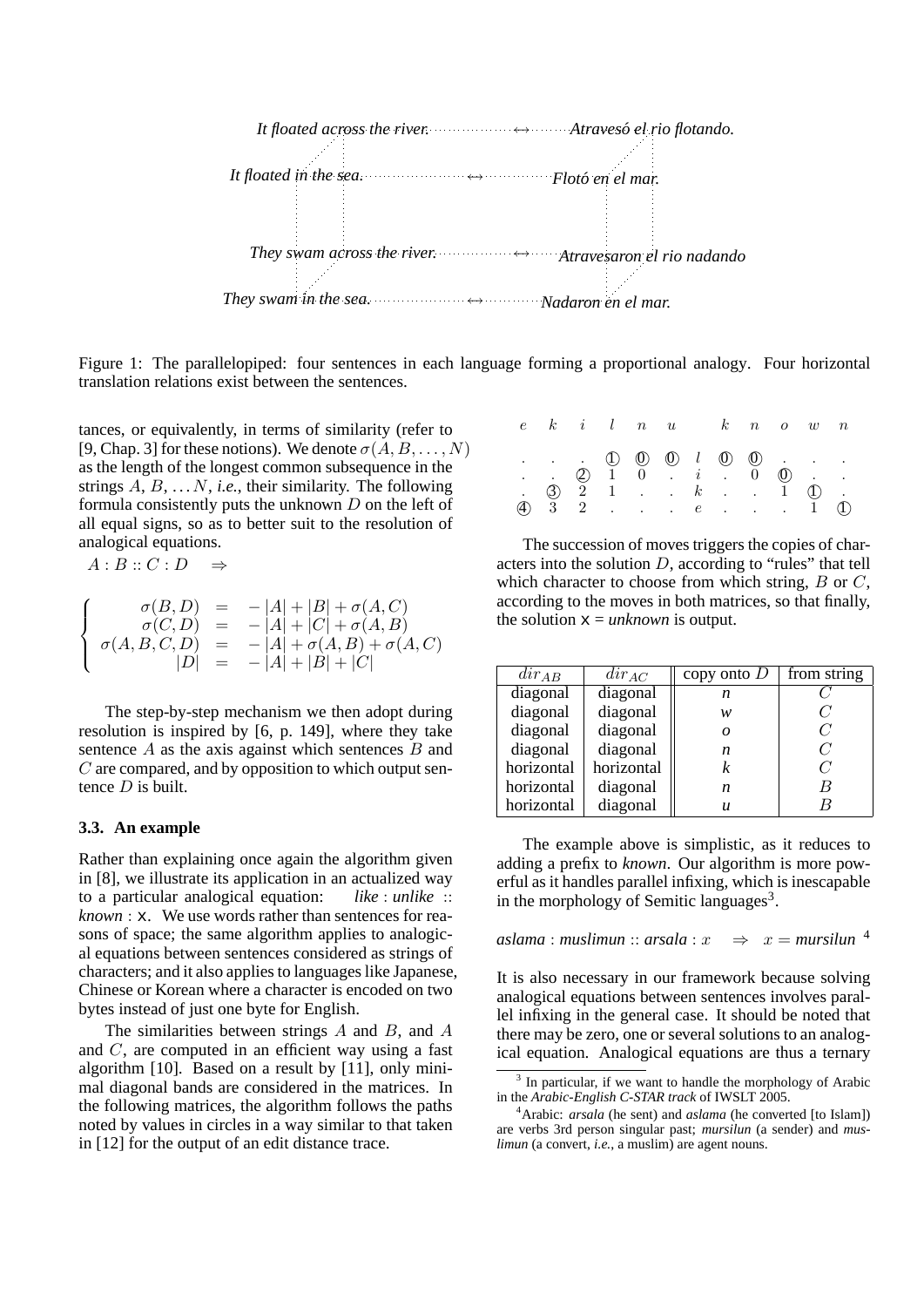*It floated across the river.* ↔ *Atravesó el rio flotando.*

*It floated in the sea.* ↔ *Flotó en el mar.*

*They swam across the river.* ↔ *Atravesaron el rio nadando*

*They swam in the sea.* ↔ *Nadaron en el mar.*

Figure 1: The parallelepiped: four sentences in each language forming a proportional analogy. Four horizontal translation relations exist between the sentences.

tances, or equivalently, in terms of similarity (refer to [9, Chap. 3] for these notions). We denote $\sigma(A, B, \ldots, N)$ as the length of the longest common subsequence in the strings $A$, $B$, $\ldots N$, *i.e.*, their similarity. The following formula consistently puts the unknown $D$ on the left of all equal signs, so as to better suit to the resolution of analogical equations.

$A : B :: C : D \quad \Rightarrow$

$$
\left\{
\begin{array}{rcl}
\sigma(B, D) & = & -|A| + |B| + \sigma(A, C) \\
\sigma(C, D) & = & -|A| + |C| + \sigma(A, B) \\
\sigma(A, B, C, D) & = & -|A| + \sigma(A, B) + \sigma(A, C) \\
|D| & = & -|A| + |B| + |C|
\end{array}
\right.
$$

The step-by-step mechanism we then adopt during resolution is inspired by [6, p. 149], where they take sentence $A$ as the axis against which sentences $B$ and $C$ are compared, and by opposition to which output sentence $D$ is built.

### 3.3. An example

Rather than explaining once again the algorithm given in [8], we illustrate its application in an actualized way to a particular analogical equation: *like* : *unlike* :: *known* : x. We use words rather than sentences for reasons of space; the same algorithm applies to analogical equations between sentences considered as strings of characters; and it also applies to languages like Japanese, Chinese or Korean where a character is encoded on two bytes instead of just one byte for English.

The similarities between strings $A$ and $B$, and $A$ and $C$, are computed in an efficient way using a fast algorithm [10]. Based on a result by [11], only minimal diagonal bands are considered in the matrices. In the following matrices, the algorithm follows the paths noted by values in circles in a way similar to that taken in [12] for the output of an edit distance trace.

| $e$ | $k$ | $i$ | $l$ | $n$ | $u$ | | $k$ | $n$ | $o$ | $w$ | $n$ |
|---|---|---|---|---|---|---|---|---|---|---|---|
| . | . | . | ① | ⓪ | ⓪ | $l$ | ⓪ | ⓪ | . | . | . |
| . | . | ② | 1 | 0 | . | $i$ | . | 0 | ⓪ | . | . |
| . | ③ | 2 | 1 | . | . | $k$ | . | . | 1 | ① | . |
| ④ | 3 | 2 | . | . | . | $e$ | . | . | . | 1 | ① |

The succession of moves triggers the copies of characters into the solution $D$, according to "rules" that tell which character to choose from which string, $B$ or $C$, according to the moves in both matrices, so that finally, the solution x = *unknown* is output.

| $dir_{AB}$ | $dir_{AC}$ | copy onto $D$ | from string |
|---|---|---|---|
| diagonal | diagonal | *n* | $C$ |
| diagonal | diagonal | *w* | $C$ |
| diagonal | diagonal | *o* | $C$ |
| diagonal | diagonal | *n* | $C$ |
| horizontal | horizontal | *k* | $C$ |
| horizontal | diagonal | *n* | $B$ |
| horizontal | diagonal | *u* | $B$ |

The example above is simplistic, as it reduces to adding a prefix to *known*. Our algorithm is more powerful as it handles parallel infixing, which is inescapable in the morphology of Semitic languages[3].

*aslama* : *muslimun* :: *arsala* : $x \quad \Rightarrow \quad x =$ *mursilun* [4]

It is also necessary in our framework because solving analogical equations between sentences involves parallel infixing in the general case. It should be noted that there may be zero, one or several solutions to an analogical equation. Analogical equations are thus a ternary

[3] In particular, if we want to handle the morphology of Arabic in the *Arabic-English C-STAR track* of IWSLT 2005.

[4] Arabic: *arsala* (he sent) and *aslama* (he converted [to Islam]) are verbs 3rd person singular past; *mursilun* (a sender) and *muslimun* (a convert, *i.e.*, a muslim) are agent nouns.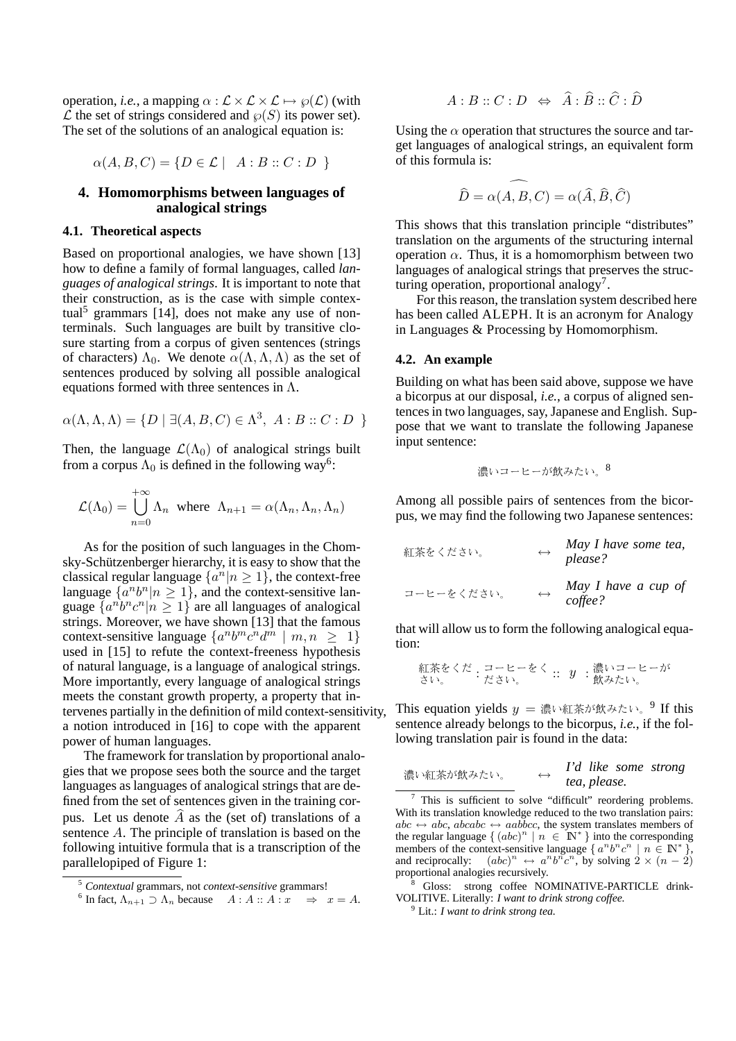operation, *i.e.*, a mapping $\alpha : \mathcal{L} \times \mathcal{L} \times \mathcal{L} \mapsto \wp(\mathcal{L})$ (with $\mathcal{L}$ the set of strings considered and $\wp(S)$ its power set). The set of the solutions of an analogical equation is:

$$\alpha(A, B, C) = \{D \in \mathcal{L} \mid \ A : B :: C : D \ \}$$

## 4. Homomorphisms between languages of analogical strings

### 4.1. Theoretical aspects

Based on proportional analogies, we have shown [13] how to define a family of formal languages, called *languages of analogical strings*. It is important to note that their construction, as is the case with simple contextual[5] grammars [14], does not make any use of non-terminals. Such languages are built by transitive closure starting from a corpus of given sentences (strings of characters) $\Lambda_0$. We denote $\alpha(\Lambda, \Lambda, \Lambda)$ as the set of sentences produced by solving all possible analogical equations formed with three sentences in $\Lambda$.

$$\alpha(\Lambda, \Lambda, \Lambda) = \{D \mid \exists (A, B, C) \in \Lambda^3, \ A : B :: C : D \ \}$$

Then, the language $\mathcal{L}(\Lambda_0)$ of analogical strings built from a corpus $\Lambda_0$ is defined in the following way[6]:

$$\mathcal{L}(\Lambda_0) = \bigcup_{n=0}^{+\infty} \Lambda_n \ \text{ where } \ \Lambda_{n+1} = \alpha(\Lambda_n, \Lambda_n, \Lambda_n)$$

As for the position of such languages in the Chomsky-Schützenberger hierarchy, it is easy to show that the classical regular language $\{a^n | n \geq 1\}$, the context-free language $\{a^n b^n | n \geq 1\}$, and the context-sensitive language $\{a^n b^n c^n | n \geq 1\}$ are all languages of analogical strings. Moreover, we have shown [13] that the famous context-sensitive language $\{a^n b^m c^n d^m \mid m, n \geq 1\}$ used in [15] to refute the context-freeness hypothesis of natural language, is a language of analogical strings. More importantly, every language of analogical strings meets the constant growth property, a property that intervenes partially in the definition of mild context-sensitivity, a notion introduced in [16] to cope with the apparent power of human languages.

The framework for translation by proportional analogies that we propose sees both the source and the target languages as languages of analogical strings that are defined from the set of sentences given in the training corpus. Let us denote $\widehat{A}$ as the (set of) translations of a sentence $A$. The principle of translation is based on the following intuitive formula that is a transcription of the parallelopiped of Figure 1:

$$A : B :: C : D \ \Leftrightarrow \ \widehat{A} : \widehat{B} :: \widehat{C} : \widehat{D}$$

Using the $\alpha$ operation that structures the source and target languages of analogical strings, an equivalent form of this formula is:

$$\widehat{D} = \widehat{\alpha(A, B, C)} = \alpha(\widehat{A}, \widehat{B}, \widehat{C})$$

This shows that this translation principle "distributes" translation on the arguments of the structuring internal operation $\alpha$. Thus, it is a homomorphism between two languages of analogical strings that preserves the structuring operation, proportional analogy[7].

For this reason, the translation system described here has been called ALEPH. It is an acronym for Analogy in Languages & Processing by Homomorphism.

### 4.2. An example

Building on what has been said above, suppose we have a bicorpus at our disposal, *i.e.*, a corpus of aligned sentences in two languages, say, Japanese and English. Suppose that we want to translate the following Japanese input sentence:

濃いコーヒーが飲みたい。[8]

Among all possible pairs of sentences from the bicorpus, we may find the following two Japanese sentences:

| | | |
|---|---|---|
| 紅茶をください。 | $\leftrightarrow$ | *May I have some tea, please?* |
| コーヒーをください。 | $\leftrightarrow$ | *May I have a cup of coffee?* |

that will allow us to form the following analogical equation:

紅茶をください。 : コーヒーをください。 :: $y$ : 濃いコーヒーが飲みたい。

This equation yields $y$ = 濃い紅茶が飲みたい。[9] If this sentence already belongs to the bicorpus, *i.e.*, if the following translation pair is found in the data:

| | | |
|---|---|---|
| 濃い紅茶が飲みたい。 | $\leftrightarrow$ | *I'd like some strong tea, please.* |

---

[5] *Contextual* grammars, not *context-sensitive* grammars!

[6] In fact, $\Lambda_{n+1} \supset \Lambda_n$ because $\quad A : A :: A : x \quad \Rightarrow \quad x = A$.

[7] This is sufficient to solve "difficult" reordering problems. With its translation knowledge reduced to the two translation pairs: $abc \leftrightarrow abc$, $abcabc \leftrightarrow aabbcc$, the system translates members of the regular language $\{\, (abc)^n \mid n \in \mathbb{N}^* \,\}$ into the corresponding members of the context-sensitive language $\{\, a^n b^n c^n \mid n \in \mathbb{N}^* \,\}$, and reciprocally: $(abc)^n \leftrightarrow a^n b^n c^n$, by solving $2 \times (n-2)$ proportional analogies recursively.

[8] Gloss: strong coffee NOMINATIVE-PARTICLE drink-VOLITIVE. Literally: *I want to drink strong coffee.*

[9] Lit.: *I want to drink strong tea.*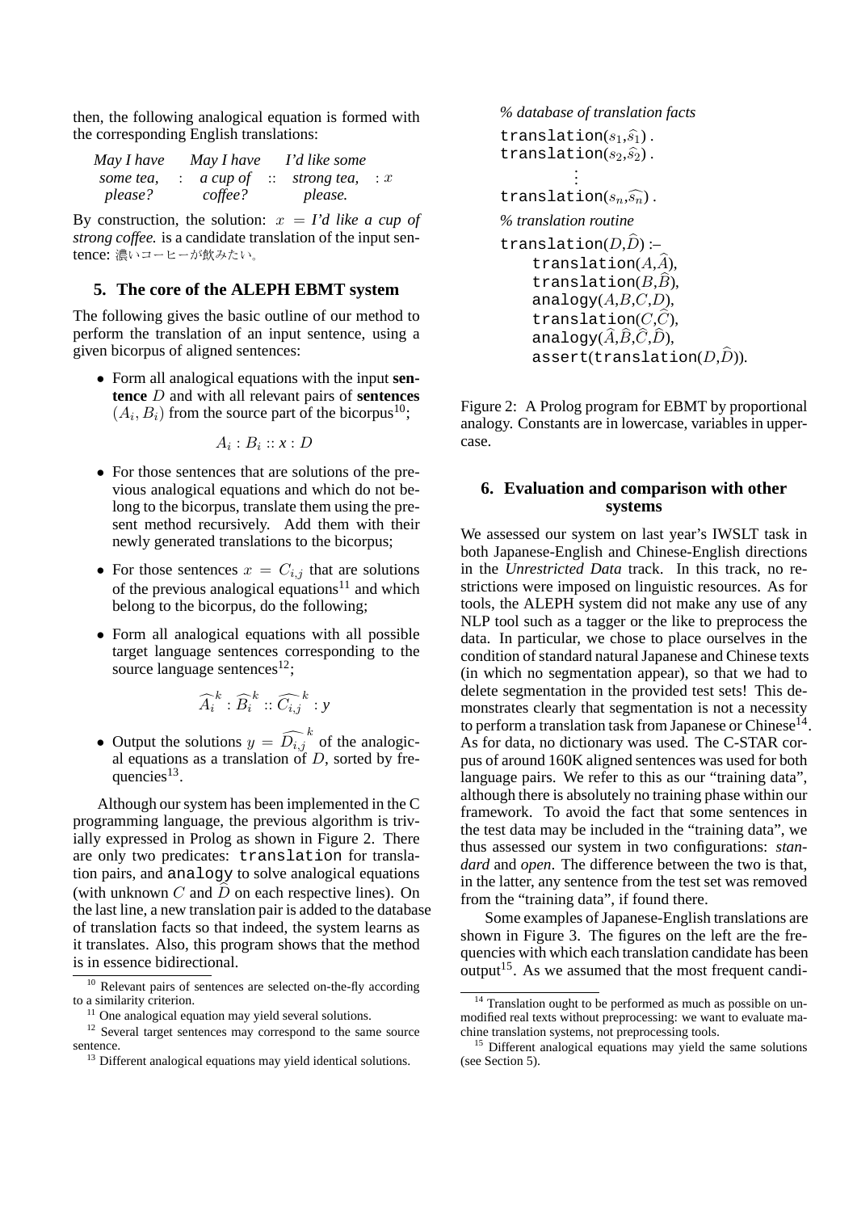then, the following analogical equation is formed with the corresponding English translations:

| | | | | | | |
|---|---|---|---|---|---|---|
| *May I have some tea, please?* | : | *May I have a cup of coffee?* | :: | *I'd like some strong tea, please.* | : | $x$ |

By construction, the solution: $x$ = *I'd like a cup of strong coffee.* is a candidate translation of the input sentence: 濃いコーヒーが飲みたい。

## 5. The core of the ALEPH EBMT system

The following gives the basic outline of our method to perform the translation of an input sentence, using a given bicorpus of aligned sentences:

- Form all analogical equations with the input **sentence** $D$ and with all relevant pairs of **sentences** $(A_i, B_i)$ from the source part of the bicorpus[10];

$$A_i : B_i :: x : D$$

- For those sentences that are solutions of the previous analogical equations and which do not belong to the bicorpus, translate them using the present method recursively. Add them with their newly generated translations to the bicorpus;
- For those sentences $x = C_{i,j}$ that are solutions of the previous analogical equations[11] and which belong to the bicorpus, do the following;
- Form all analogical equations with all possible target language sentences corresponding to the source language sentences[12];

$$\widehat{A_i}^k : \widehat{B_i}^k :: \widehat{C_{i,j}}^k : y$$

- Output the solutions $y = \widehat{D_{i,j}}^k$ of the analogical equations as a translation of $D$, sorted by frequencies[13].

Although our system has been implemented in the C programming language, the previous algorithm is trivially expressed in Prolog as shown in Figure 2. There are only two predicates: `translation` for translation pairs, and `analogy` to solve analogical equations (with unknown $C$ and $\widehat{D}$ on each respective lines). On the last line, a new translation pair is added to the database of translation facts so that indeed, the system learns as it translates. Also, this program shows that the method is in essence bidirectional.

*% database of translation facts*

translation($s_1$,$\widehat{s_1}$).
translation($s_2$,$\widehat{s_2}$).
⋮
translation($s_n$,$\widehat{s_n}$).

*% translation routine*

translation($D$,$\widehat{D}$) :–
  translation($A$,$\widehat{A}$),
  translation($B$,$\widehat{B}$),
  analogy($A$,$B$,$C$,$D$),
  translation($C$,$\widehat{C}$),
  analogy($\widehat{A}$,$\widehat{B}$,$\widehat{C}$,$\widehat{D}$),
  assert(translation($D$,$\widehat{D}$)).

Figure 2: A Prolog program for EBMT by proportional analogy. Constants are in lowercase, variables in uppercase.

## 6. Evaluation and comparison with other systems

We assessed our system on last year's IWSLT task in both Japanese-English and Chinese-English directions in the *Unrestricted Data* track. In this track, no restrictions were imposed on linguistic resources. As for tools, the ALEPH system did not make any use of any NLP tool such as a tagger or the like to preprocess the data. In particular, we chose to place ourselves in the condition of standard natural Japanese and Chinese texts (in which no segmentation appear), so that we had to delete segmentation in the provided test sets! This demonstrates clearly that segmentation is not a necessity to perform a translation task from Japanese or Chinese[14]. As for data, no dictionary was used. The C-STAR corpus of around 160K aligned sentences was used for both language pairs. We refer to this as our "training data", although there is absolutely no training phase within our framework. To avoid the fact that some sentences in the test data may be included in the "training data", we thus assessed our system in two configurations: *standard* and *open*. The difference between the two is that, in the latter, any sentence from the test set was removed from the "training data", if found there.

Some examples of Japanese-English translations are shown in Figure 3. The figures on the left are the frequencies with which each translation candidate has been output[15]. As we assumed that the most frequent candi-

[10] Relevant pairs of sentences are selected on-the-fly according to a similarity criterion.

[11] One analogical equation may yield several solutions.

[12] Several target sentences may correspond to the same source sentence.

[13] Different analogical equations may yield identical solutions.

[14] Translation ought to be performed as much as possible on unmodified real texts without preprocessing: we want to evaluate machine translation systems, not preprocessing tools.

[15] Different analogical equations may yield the same solutions (see Section 5).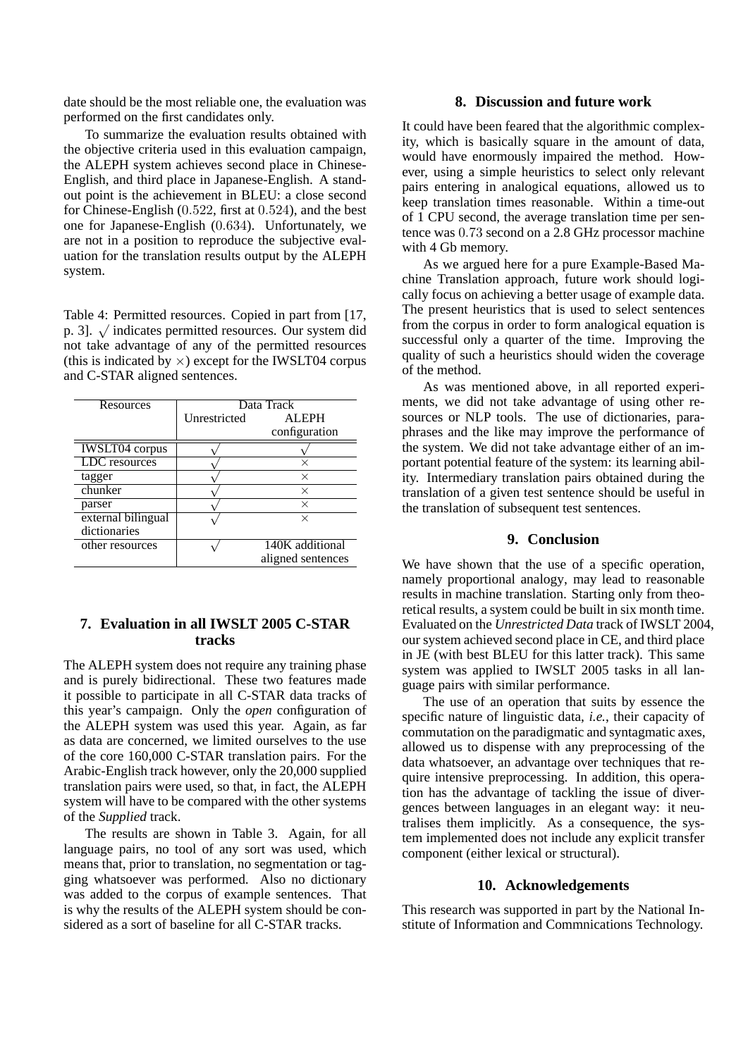date should be the most reliable one, the evaluation was performed on the first candidates only.

To summarize the evaluation results obtained with the objective criteria used in this evaluation campaign, the ALEPH system achieves second place in Chinese-English, and third place in Japanese-English. A standout point is the achievement in BLEU: a close second for Chinese-English ($0.522$, first at $0.524$), and the best one for Japanese-English ($0.634$). Unfortunately, we are not in a position to reproduce the subjective evaluation for the translation results output by the ALEPH system.

Table 4: Permitted resources. Copied in part from [17, p. 3]. $\surd$ indicates permitted resources. Our system did not take advantage of any of the permitted resources (this is indicated by $\times$) except for the IWSLT04 corpus and C-STAR aligned sentences.

| Resources | Data Track | |
|---|---|---|
| | Unrestricted | ALEPH configuration |
| IWSLT04 corpus | $\surd$ | $\surd$ |
| LDC resources | $\surd$ | $\times$ |
| tagger | $\surd$ | $\times$ |
| chunker | $\surd$ | $\times$ |
| parser | $\surd$ | $\times$ |
| external bilingual dictionaries | $\surd$ | $\times$ |
| other resources | $\surd$ | 140K additional aligned sentences |

## 7. Evaluation in all IWSLT 2005 C-STAR tracks

The ALEPH system does not require any training phase and is purely bidirectional. These two features made it possible to participate in all C-STAR data tracks of this year's campaign. Only the *open* configuration of the ALEPH system was used this year. Again, as far as data are concerned, we limited ourselves to the use of the core 160,000 C-STAR translation pairs. For the Arabic-English track however, only the 20,000 supplied translation pairs were used, so that, in fact, the ALEPH system will have to be compared with the other systems of the *Supplied* track.

The results are shown in Table 3. Again, for all language pairs, no tool of any sort was used, which means that, prior to translation, no segmentation or tagging whatsoever was performed. Also no dictionary was added to the corpus of example sentences. That is why the results of the ALEPH system should be considered as a sort of baseline for all C-STAR tracks.

## 8. Discussion and future work

It could have been feared that the algorithmic complexity, which is basically square in the amount of data, would have enormously impaired the method. However, using a simple heuristics to select only relevant pairs entering in analogical equations, allowed us to keep translation times reasonable. Within a time-out of 1 CPU second, the average translation time per sentence was $0.73$ second on a 2.8 GHz processor machine with 4 Gb memory.

As we argued here for a pure Example-Based Machine Translation approach, future work should logically focus on achieving a better usage of example data. The present heuristics that is used to select sentences from the corpus in order to form analogical equation is successful only a quarter of the time. Improving the quality of such a heuristics should widen the coverage of the method.

As was mentioned above, in all reported experiments, we did not take advantage of using other resources or NLP tools. The use of dictionaries, paraphrases and the like may improve the performance of the system. We did not take advantage either of an important potential feature of the system: its learning ability. Intermediary translation pairs obtained during the translation of a given test sentence should be useful in the translation of subsequent test sentences.

## 9. Conclusion

We have shown that the use of a specific operation, namely proportional analogy, may lead to reasonable results in machine translation. Starting only from theoretical results, a system could be built in six month time. Evaluated on the *Unrestricted Data* track of IWSLT 2004, our system achieved second place in CE, and third place in JE (with best BLEU for this latter track). This same system was applied to IWSLT 2005 tasks in all language pairs with similar performance.

The use of an operation that suits by essence the specific nature of linguistic data, *i.e.*, their capacity of commutation on the paradigmatic and syntagmatic axes, allowed us to dispense with any preprocessing of the data whatsoever, an advantage over techniques that require intensive preprocessing. In addition, this operation has the advantage of tackling the issue of divergences between languages in an elegant way: it neutralises them implicitly. As a consequence, the system implemented does not include any explicit transfer component (either lexical or structural).

## 10. Acknowledgements

This research was supported in part by the National Institute of Information and Commnications Technology.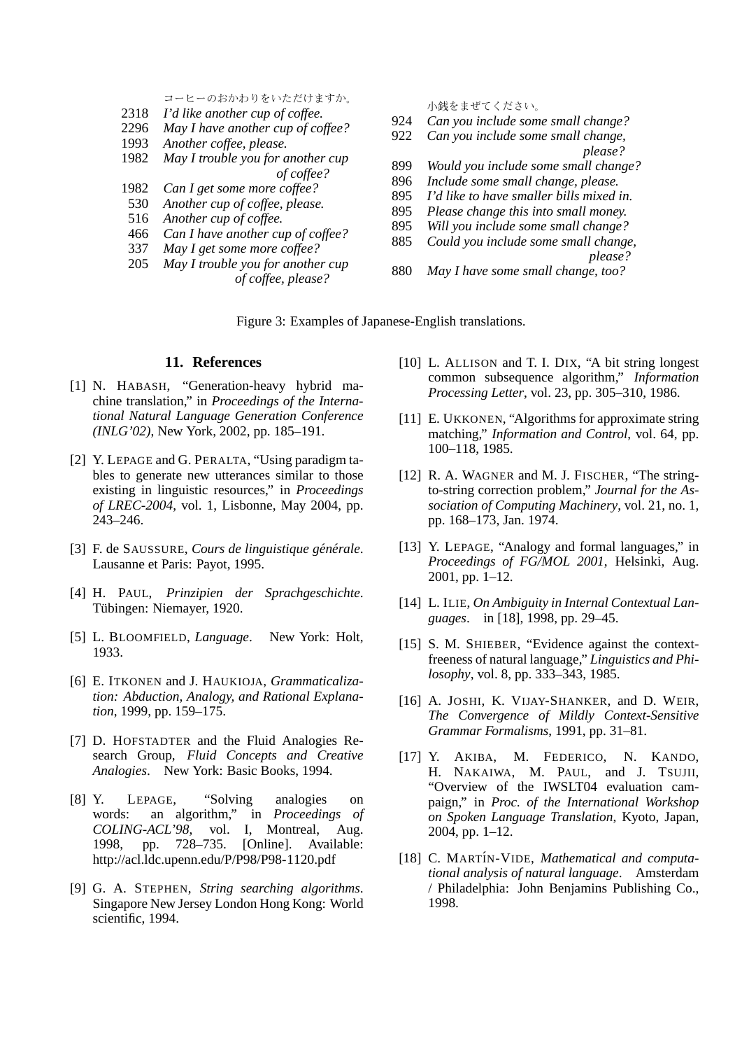コーヒーのおかわりをいただけますか。

| | |
|---|---|
| 2318 | *I'd like another cup of coffee.* |
| 2296 | *May I have another cup of coffee?* |
| 1993 | *Another coffee, please.* |
| 1982 | *May I trouble you for another cup of coffee?* |
| 1982 | *Can I get some more coffee?* |
| 530 | *Another cup of coffee, please.* |
| 516 | *Another cup of coffee.* |
| 466 | *Can I have another cup of coffee?* |
| 337 | *May I get some more coffee?* |
| 205 | *May I trouble you for another cup of coffee, please?* |

小銭をまぜてください。

| | |
|---|---|
| 924 | *Can you include some small change?* |
| 922 | *Can you include some small change, please?* |
| 899 | *Would you include some small change?* |
| 896 | *Include some small change, please.* |
| 895 | *I'd like to have smaller bills mixed in.* |
| 895 | *Please change this into small money.* |
| 895 | *Will you include some small change?* |
| 885 | *Could you include some small change, please?* |
| 880 | *May I have some small change, too?* |

Figure 3: Examples of Japanese-English translations.

## 11. References

[1] N. Habash, "Generation-heavy hybrid machine translation," in *Proceedings of the International Natural Language Generation Conference (INLG'02)*, New York, 2002, pp. 185–191.

[2] Y. Lepage and G. Peralta, "Using paradigm tables to generate new utterances similar to those existing in linguistic resources," in *Proceedings of LREC-2004*, vol. 1, Lisbonne, May 2004, pp. 243–246.

[3] F. de Saussure, *Cours de linguistique générale*. Lausanne et Paris: Payot, 1995.

[4] H. Paul, *Prinzipien der Sprachgeschichte*. Tübingen: Niemayer, 1920.

[5] L. Bloomfield, *Language*. New York: Holt, 1933.

[6] E. Itkonen and J. Haukioja, *Grammaticalization: Abduction, Analogy, and Rational Explanation*, 1999, pp. 159–175.

[7] D. Hofstadter and the Fluid Analogies Research Group, *Fluid Concepts and Creative Analogies*. New York: Basic Books, 1994.

[8] Y. Lepage, "Solving analogies on words: an algorithm," in *Proceedings of COLING-ACL'98*, vol. I, Montreal, Aug. 1998, pp. 728–735. [Online]. Available: http://acl.ldc.upenn.edu/P/P98/P98-1120.pdf

[9] G. A. Stephen, *String searching algorithms*. Singapore New Jersey London Hong Kong: World scientific, 1994.

[10] L. Allison and T. I. Dix, "A bit string longest common subsequence algorithm," *Information Processing Letter*, vol. 23, pp. 305–310, 1986.

[11] E. Ukkonen, "Algorithms for approximate string matching," *Information and Control*, vol. 64, pp. 100–118, 1985.

[12] R. A. Wagner and M. J. Fischer, "The string-to-string correction problem," *Journal for the Association of Computing Machinery*, vol. 21, no. 1, pp. 168–173, Jan. 1974.

[13] Y. Lepage, "Analogy and formal languages," in *Proceedings of FG/MOL 2001*, Helsinki, Aug. 2001, pp. 1–12.

[14] L. Ilie, *On Ambiguity in Internal Contextual Languages*. in [18], 1998, pp. 29–45.

[15] S. M. Shieber, "Evidence against the context-freeness of natural language," *Linguistics and Philosophy*, vol. 8, pp. 333–343, 1985.

[16] A. Joshi, K. Vijay-Shanker, and D. Weir, *The Convergence of Mildly Context-Sensitive Grammar Formalisms*, 1991, pp. 31–81.

[17] Y. Akiba, M. Federico, N. Kando, H. Nakaiwa, M. Paul, and J. Tsujii, "Overview of the IWSLT04 evaluation campaign," in *Proc. of the International Workshop on Spoken Language Translation*, Kyoto, Japan, 2004, pp. 1–12.

[18] C. Martín-Vide, *Mathematical and computational analysis of natural language*. Amsterdam / Philadelphia: John Benjamins Publishing Co., 1998.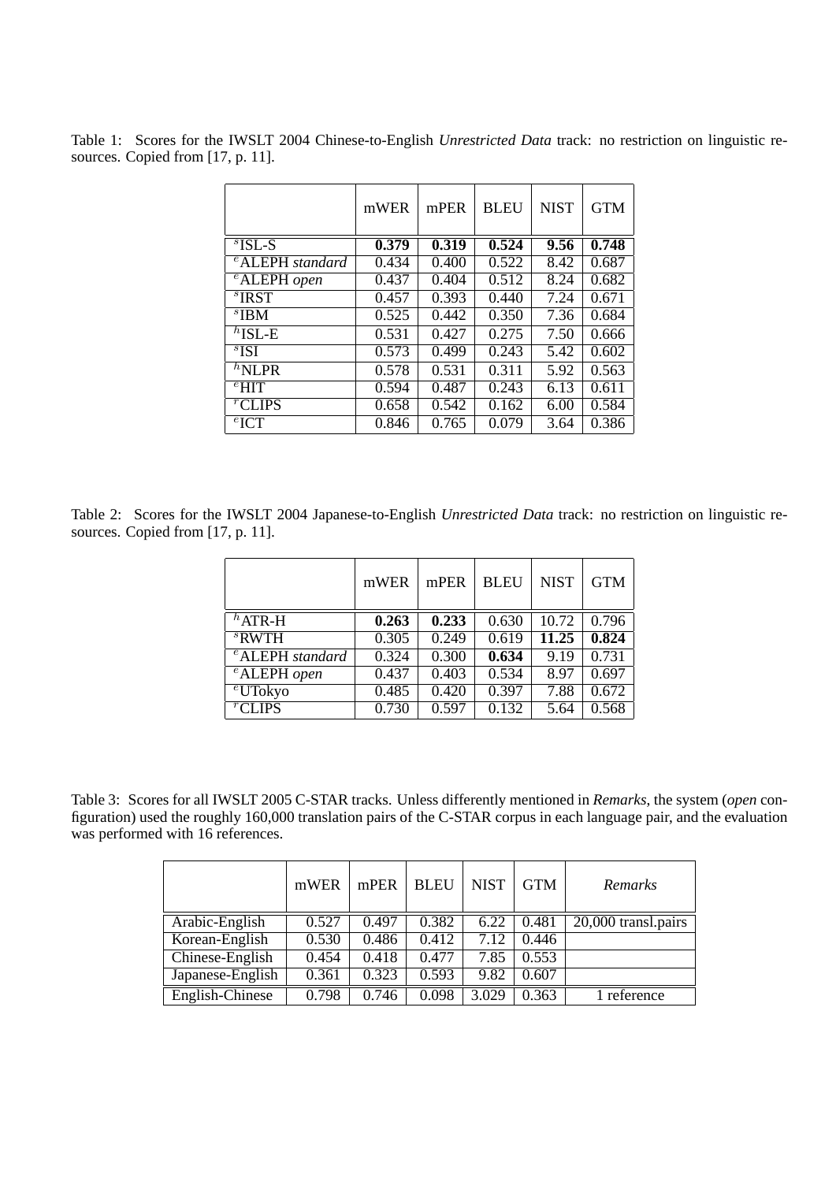Table 1: Scores for the IWSLT 2004 Chinese-to-English *Unrestricted Data* track: no restriction on linguistic resources. Copied from [17, p. 11].

| | mWER | mPER | BLEU | NIST | GTM |
|---|---|---|---|---|---|
| $^{s}$ISL-S | **0.379** | **0.319** | **0.524** | **9.56** | **0.748** |
| $^{e}$ALEPH *standard* | 0.434 | 0.400 | 0.522 | 8.42 | 0.687 |
| $^{e}$ALEPH *open* | 0.437 | 0.404 | 0.512 | 8.24 | 0.682 |
| $^{s}$IRST | 0.457 | 0.393 | 0.440 | 7.24 | 0.671 |
| $^{s}$IBM | 0.525 | 0.442 | 0.350 | 7.36 | 0.684 |
| $^{h}$ISL-E | 0.531 | 0.427 | 0.275 | 7.50 | 0.666 |
| $^{s}$ISI | 0.573 | 0.499 | 0.243 | 5.42 | 0.602 |
| $^{h}$NLPR | 0.578 | 0.531 | 0.311 | 5.92 | 0.563 |
| $^{e}$HIT | 0.594 | 0.487 | 0.243 | 6.13 | 0.611 |
| $^{r}$CLIPS | 0.658 | 0.542 | 0.162 | 6.00 | 0.584 |
| $^{e}$ICT | 0.846 | 0.765 | 0.079 | 3.64 | 0.386 |

Table 2: Scores for the IWSLT 2004 Japanese-to-English *Unrestricted Data* track: no restriction on linguistic resources. Copied from [17, p. 11].

| | mWER | mPER | BLEU | NIST | GTM |
|---|---|---|---|---|---|
| $^{h}$ATR-H | **0.263** | **0.233** | 0.630 | 10.72 | 0.796 |
| $^{s}$RWTH | 0.305 | 0.249 | 0.619 | **11.25** | **0.824** |
| $^{e}$ALEPH *standard* | 0.324 | 0.300 | **0.634** | 9.19 | 0.731 |
| $^{e}$ALEPH *open* | 0.437 | 0.403 | 0.534 | 8.97 | 0.697 |
| $^{e}$UTokyo | 0.485 | 0.420 | 0.397 | 7.88 | 0.672 |
| $^{r}$CLIPS | 0.730 | 0.597 | 0.132 | 5.64 | 0.568 |

Table 3: Scores for all IWSLT 2005 C-STAR tracks. Unless differently mentioned in *Remarks*, the system (*open* configuration) used the roughly 160,000 translation pairs of the C-STAR corpus in each language pair, and the evaluation was performed with 16 references.

| | mWER | mPER | BLEU | NIST | GTM | *Remarks* |
|---|---|---|---|---|---|---|
| Arabic-English | 0.527 | 0.497 | 0.382 | 6.22 | 0.481 | 20,000 transl.pairs |
| Korean-English | 0.530 | 0.486 | 0.412 | 7.12 | 0.446 | |
| Chinese-English | 0.454 | 0.418 | 0.477 | 7.85 | 0.553 | |
| Japanese-English | 0.361 | 0.323 | 0.593 | 9.82 | 0.607 | |
| English-Chinese | 0.798 | 0.746 | 0.098 | 3.029 | 0.363 | 1 reference |